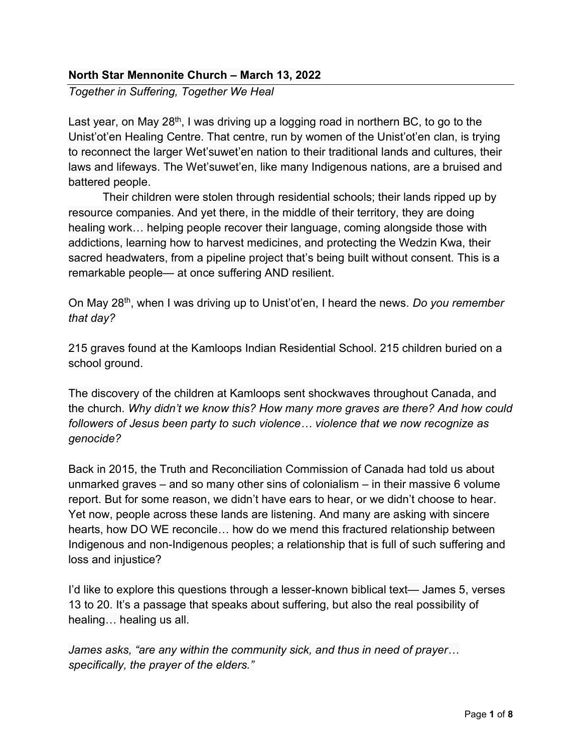**North Star Mennonite Church – March 13, 2022**

*Together in Suffering, Together We Heal*

Last year, on May 28th, I was driving up a logging road in northern BC, to go to the Unist'ot'en Healing Centre. That centre, run by women of the Unist'ot'en clan, is trying to reconnect the larger Wet'suwet'en nation to their traditional lands and cultures, their laws and lifeways. The Wet'suwet'en, like many Indigenous nations, are a bruised and battered people.

Their children were stolen through residential schools; their lands ripped up by resource companies. And yet there, in the middle of their territory, they are doing healing work… helping people recover their language, coming alongside those with addictions, learning how to harvest medicines, and protecting the Wedzin Kwa, their sacred headwaters, from a pipeline project that's being built without consent. This is a remarkable people— at once suffering AND resilient.

On May 28th, when I was driving up to Unist'ot'en, I heard the news. *Do you remember that day?*

215 graves found at the Kamloops Indian Residential School. 215 children buried on a school ground.

The discovery of the children at Kamloops sent shockwaves throughout Canada, and the church. *Why didn't we know this? How many more graves are there? And how could followers of Jesus been party to such violence… violence that we now recognize as genocide?*

Back in 2015, the Truth and Reconciliation Commission of Canada had told us about unmarked graves – and so many other sins of colonialism – in their massive 6 volume report. But for some reason, we didn't have ears to hear, or we didn't choose to hear. Yet now, people across these lands are listening. And many are asking with sincere hearts, how DO WE reconcile… how do we mend this fractured relationship between Indigenous and non-Indigenous peoples; a relationship that is full of such suffering and loss and injustice?

I'd like to explore this questions through a lesser-known biblical text— James 5, verses 13 to 20. It's a passage that speaks about suffering, but also the real possibility of healing… healing us all.

*James asks, "are any within the community sick, and thus in need of prayer… specifically, the prayer of the elders."*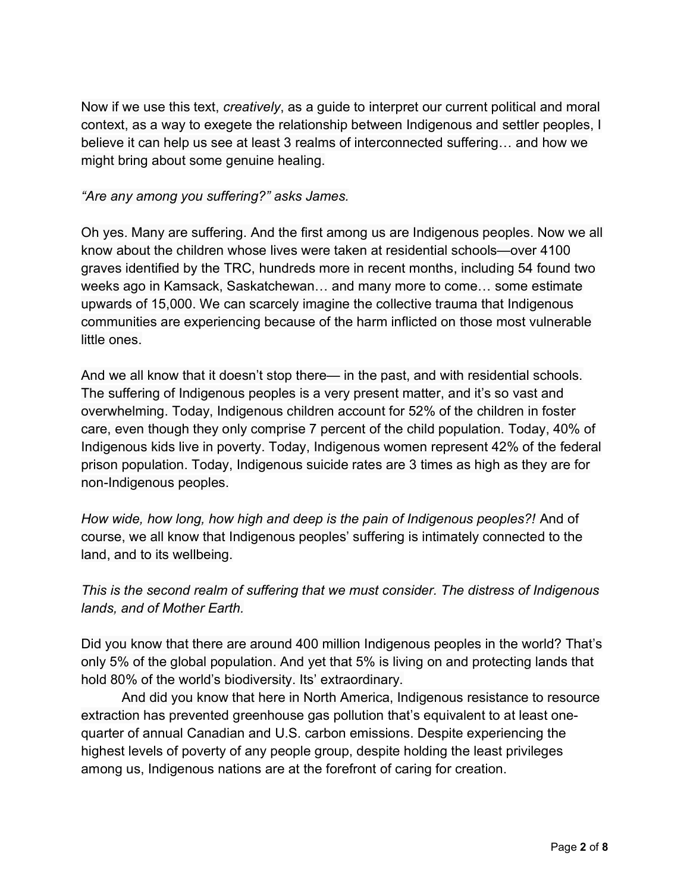Now if we use this text, *creatively*, as a guide to interpret our current political and moral context, as a way to exegete the relationship between Indigenous and settler peoples, I believe it can help us see at least 3 realms of interconnected suffering… and how we might bring about some genuine healing.

*"Are any among you suffering?" asks James.*

Oh yes. Many are suffering. And the first among us are Indigenous peoples. Now we all know about the children whose lives were taken at residential schools—over 4100 graves identified by the TRC, hundreds more in recent months, including 54 found two weeks ago in Kamsack, Saskatchewan… and many more to come… some estimate upwards of 15,000. We can scarcely imagine the collective trauma that Indigenous communities are experiencing because of the harm inflicted on those most vulnerable little ones.

And we all know that it doesn't stop there— in the past, and with residential schools. The suffering of Indigenous peoples is a very present matter, and it's so vast and overwhelming. Today, Indigenous children account for 52% of the children in foster care, even though they only comprise 7 percent of the child population. Today, 40% of Indigenous kids live in poverty. Today, Indigenous women represent 42% of the federal prison population. Today, Indigenous suicide rates are 3 times as high as they are for non-Indigenous peoples.

*How wide, how long, how high and deep is the pain of Indigenous peoples?!* And of course, we all know that Indigenous peoples' suffering is intimately connected to the land, and to its wellbeing.

*This is the second realm of suffering that we must consider. The distress of Indigenous lands, and of Mother Earth.*

Did you know that there are around 400 million Indigenous peoples in the world? That's only 5% of the global population. And yet that 5% is living on and protecting lands that hold 80% of the world's biodiversity. Its' extraordinary.

And did you know that here in North America, Indigenous resistance to resource extraction has prevented greenhouse gas pollution that's equivalent to at least one-quarter of annual Canadian and U.S. carbon emissions. Despite experiencing the highest levels of poverty of any people group, despite holding the least privileges among us, Indigenous nations are at the forefront of caring for creation.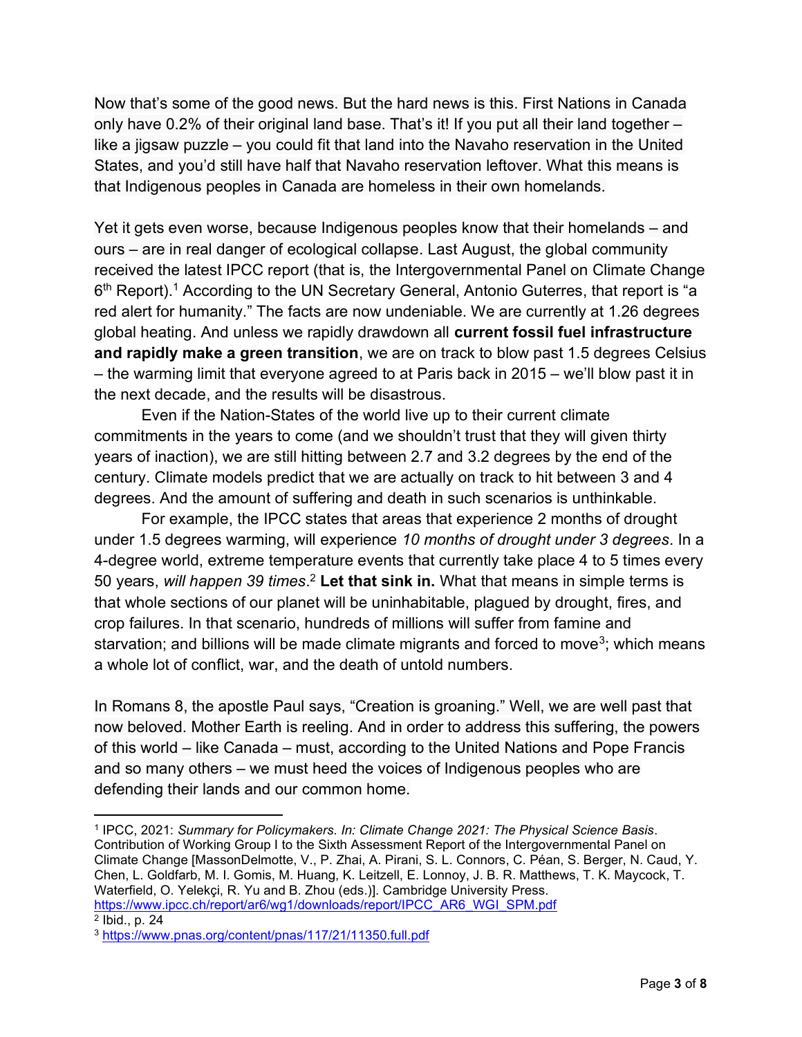Now that's some of the good news. But the hard news is this. First Nations in Canada only have 0.2% of their original land base. That's it! If you put all their land together – like a jigsaw puzzle – you could fit that land into the Navaho reservation in the United States, and you'd still have half that Navaho reservation leftover. What this means is that Indigenous peoples in Canada are homeless in their own homelands.

Yet it gets even worse, because Indigenous peoples know that their homelands – and ours – are in real danger of ecological collapse. Last August, the global community received the latest IPCC report (that is, the Intergovernmental Panel on Climate Change 6th Report).[1] According to the UN Secretary General, Antonio Guterres, that report is "a red alert for humanity." The facts are now undeniable. We are currently at 1.26 degrees global heating. And unless we rapidly drawdown all **current fossil fuel infrastructure and rapidly make a green transition**, we are on track to blow past 1.5 degrees Celsius – the warming limit that everyone agreed to at Paris back in 2015 – we'll blow past it in the next decade, and the results will be disastrous.

Even if the Nation-States of the world live up to their current climate commitments in the years to come (and we shouldn't trust that they will given thirty years of inaction), we are still hitting between 2.7 and 3.2 degrees by the end of the century. Climate models predict that we are actually on track to hit between 3 and 4 degrees. And the amount of suffering and death in such scenarios is unthinkable.

For example, the IPCC states that areas that experience 2 months of drought under 1.5 degrees warming, will experience *10 months of drought under 3 degrees*. In a 4-degree world, extreme temperature events that currently take place 4 to 5 times every 50 years, *will happen 39 times*.[2] **Let that sink in.** What that means in simple terms is that whole sections of our planet will be uninhabitable, plagued by drought, fires, and crop failures. In that scenario, hundreds of millions will suffer from famine and starvation; and billions will be made climate migrants and forced to move[3]; which means a whole lot of conflict, war, and the death of untold numbers.

In Romans 8, the apostle Paul says, "Creation is groaning." Well, we are well past that now beloved. Mother Earth is reeling. And in order to address this suffering, the powers of this world – like Canada – must, according to the United Nations and Pope Francis and so many others – we must heed the voices of Indigenous peoples who are defending their lands and our common home.

---

[1] IPCC, 2021: *Summary for Policymakers. In: Climate Change 2021: The Physical Science Basis*. Contribution of Working Group I to the Sixth Assessment Report of the Intergovernmental Panel on Climate Change [MassonDelmotte, V., P. Zhai, A. Pirani, S. L. Connors, C. Péan, S. Berger, N. Caud, Y. Chen, L. Goldfarb, M. I. Gomis, M. Huang, K. Leitzell, E. Lonnoy, J. B. R. Matthews, T. K. Maycock, T. Waterfield, O. Yelekçi, R. Yu and B. Zhou (eds.)]. Cambridge University Press. https://www.ipcc.ch/report/ar6/wg1/downloads/report/IPCC_AR6_WGI_SPM.pdf

[2] Ibid., p. 24

[3] https://www.pnas.org/content/pnas/117/21/11350.full.pdf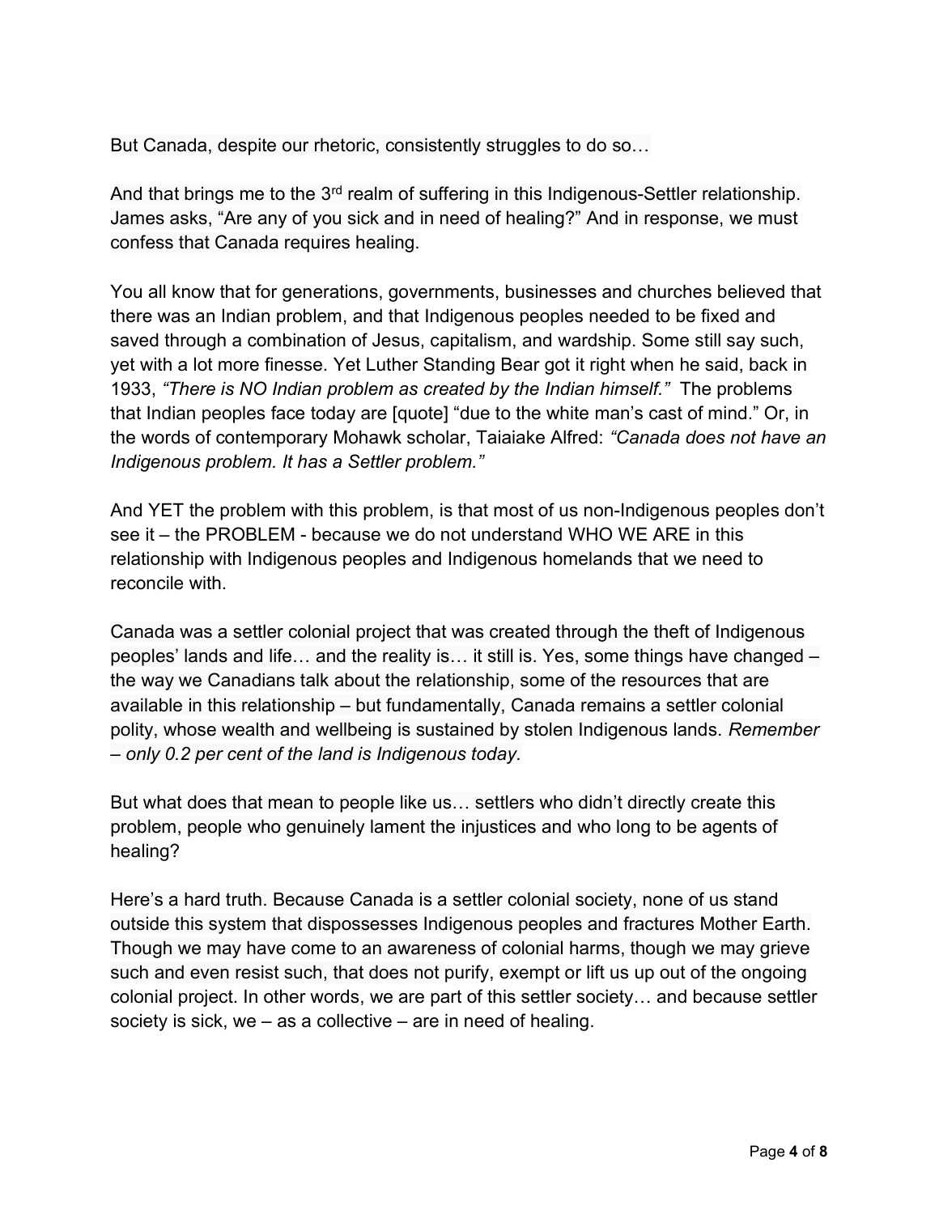But Canada, despite our rhetoric, consistently struggles to do so…

And that brings me to the 3rd realm of suffering in this Indigenous-Settler relationship. James asks, "Are any of you sick and in need of healing?" And in response, we must confess that Canada requires healing.

You all know that for generations, governments, businesses and churches believed that there was an Indian problem, and that Indigenous peoples needed to be fixed and saved through a combination of Jesus, capitalism, and wardship. Some still say such, yet with a lot more finesse. Yet Luther Standing Bear got it right when he said, back in 1933, *"There is NO Indian problem as created by the Indian himself."* The problems that Indian peoples face today are [quote] "due to the white man's cast of mind." Or, in the words of contemporary Mohawk scholar, Taiaiake Alfred: *"Canada does not have an Indigenous problem. It has a Settler problem."*

And YET the problem with this problem, is that most of us non-Indigenous peoples don't see it – the PROBLEM - because we do not understand WHO WE ARE in this relationship with Indigenous peoples and Indigenous homelands that we need to reconcile with.

Canada was a settler colonial project that was created through the theft of Indigenous peoples' lands and life… and the reality is… it still is. Yes, some things have changed – the way we Canadians talk about the relationship, some of the resources that are available in this relationship – but fundamentally, Canada remains a settler colonial polity, whose wealth and wellbeing is sustained by stolen Indigenous lands. *Remember – only 0.2 per cent of the land is Indigenous today.*

But what does that mean to people like us… settlers who didn't directly create this problem, people who genuinely lament the injustices and who long to be agents of healing?

Here's a hard truth. Because Canada is a settler colonial society, none of us stand outside this system that dispossesses Indigenous peoples and fractures Mother Earth. Though we may have come to an awareness of colonial harms, though we may grieve such and even resist such, that does not purify, exempt or lift us up out of the ongoing colonial project. In other words, we are part of this settler society… and because settler society is sick, we – as a collective – are in need of healing.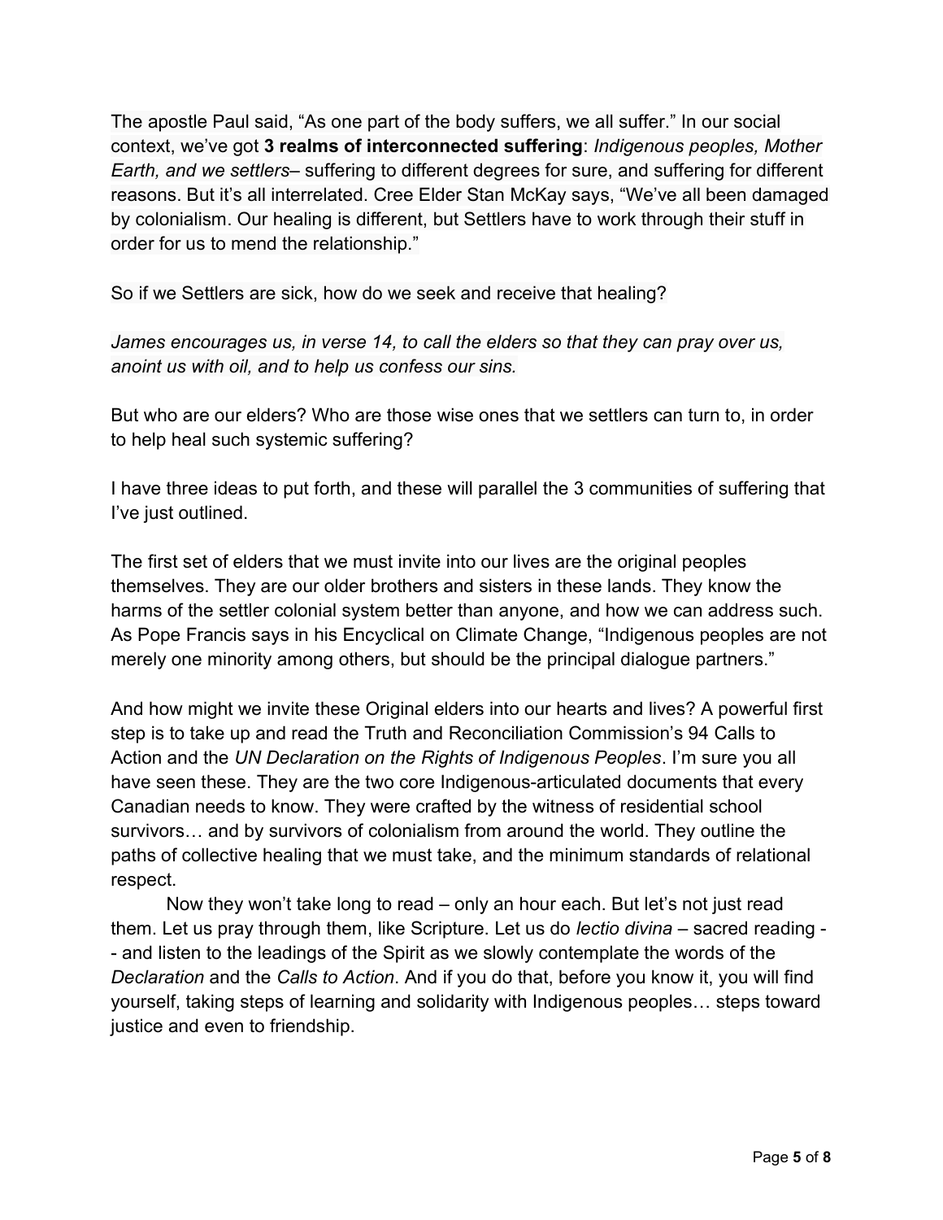The apostle Paul said, "As one part of the body suffers, we all suffer." In our social context, we've got **3 realms of interconnected suffering**: *Indigenous peoples, Mother Earth, and we settlers*– suffering to different degrees for sure, and suffering for different reasons. But it's all interrelated. Cree Elder Stan McKay says, "We've all been damaged by colonialism. Our healing is different, but Settlers have to work through their stuff in order for us to mend the relationship."

So if we Settlers are sick, how do we seek and receive that healing?

*James encourages us, in verse 14, to call the elders so that they can pray over us, anoint us with oil, and to help us confess our sins.*

But who are our elders? Who are those wise ones that we settlers can turn to, in order to help heal such systemic suffering?

I have three ideas to put forth, and these will parallel the 3 communities of suffering that I've just outlined.

The first set of elders that we must invite into our lives are the original peoples themselves. They are our older brothers and sisters in these lands. They know the harms of the settler colonial system better than anyone, and how we can address such. As Pope Francis says in his Encyclical on Climate Change, "Indigenous peoples are not merely one minority among others, but should be the principal dialogue partners."

And how might we invite these Original elders into our hearts and lives? A powerful first step is to take up and read the Truth and Reconciliation Commission's 94 Calls to Action and the *UN Declaration on the Rights of Indigenous Peoples*. I'm sure you all have seen these. They are the two core Indigenous-articulated documents that every Canadian needs to know. They were crafted by the witness of residential school survivors… and by survivors of colonialism from around the world. They outline the paths of collective healing that we must take, and the minimum standards of relational respect.

Now they won't take long to read – only an hour each. But let's not just read them. Let us pray through them, like Scripture. Let us do *lectio divina* – sacred reading -- and listen to the leadings of the Spirit as we slowly contemplate the words of the *Declaration* and the *Calls to Action*. And if you do that, before you know it, you will find yourself, taking steps of learning and solidarity with Indigenous peoples… steps toward justice and even to friendship.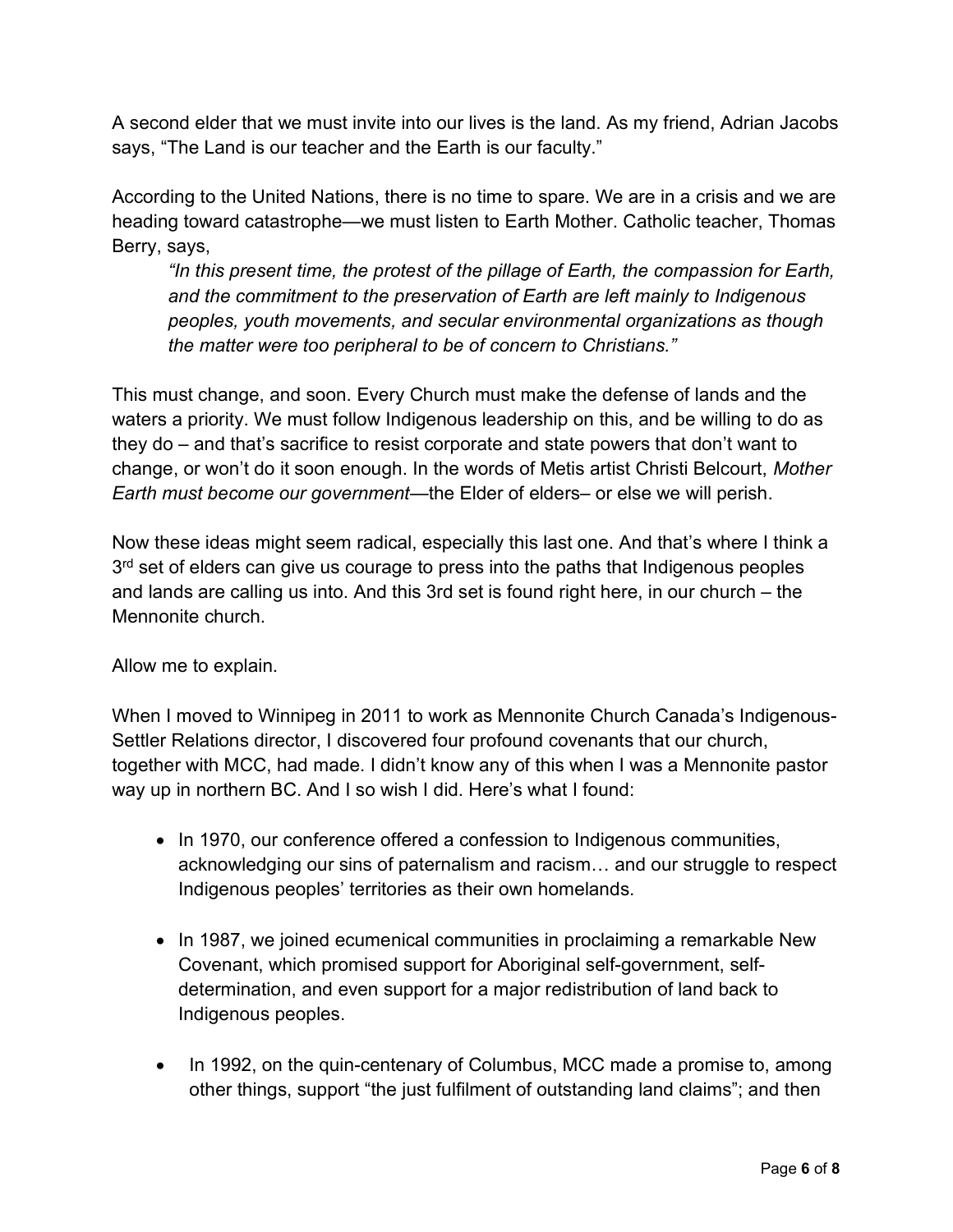A second elder that we must invite into our lives is the land. As my friend, Adrian Jacobs says, "The Land is our teacher and the Earth is our faculty."

According to the United Nations, there is no time to spare. We are in a crisis and we are heading toward catastrophe—we must listen to Earth Mother. Catholic teacher, Thomas Berry, says,

> *"In this present time, the protest of the pillage of Earth, the compassion for Earth, and the commitment to the preservation of Earth are left mainly to Indigenous peoples, youth movements, and secular environmental organizations as though the matter were too peripheral to be of concern to Christians."*

This must change, and soon. Every Church must make the defense of lands and the waters a priority. We must follow Indigenous leadership on this, and be willing to do as they do – and that's sacrifice to resist corporate and state powers that don't want to change, or won't do it soon enough. In the words of Metis artist Christi Belcourt, *Mother Earth must become our government*—the Elder of elders– or else we will perish.

Now these ideas might seem radical, especially this last one. And that's where I think a 3rd set of elders can give us courage to press into the paths that Indigenous peoples and lands are calling us into. And this 3rd set is found right here, in our church – the Mennonite church.

Allow me to explain.

When I moved to Winnipeg in 2011 to work as Mennonite Church Canada's Indigenous-Settler Relations director, I discovered four profound covenants that our church, together with MCC, had made. I didn't know any of this when I was a Mennonite pastor way up in northern BC. And I so wish I did. Here's what I found:

- In 1970, our conference offered a confession to Indigenous communities, acknowledging our sins of paternalism and racism… and our struggle to respect Indigenous peoples' territories as their own homelands.

- In 1987, we joined ecumenical communities in proclaiming a remarkable New Covenant, which promised support for Aboriginal self-government, self-determination, and even support for a major redistribution of land back to Indigenous peoples.

- In 1992, on the quin-centenary of Columbus, MCC made a promise to, among other things, support "the just fulfilment of outstanding land claims"; and then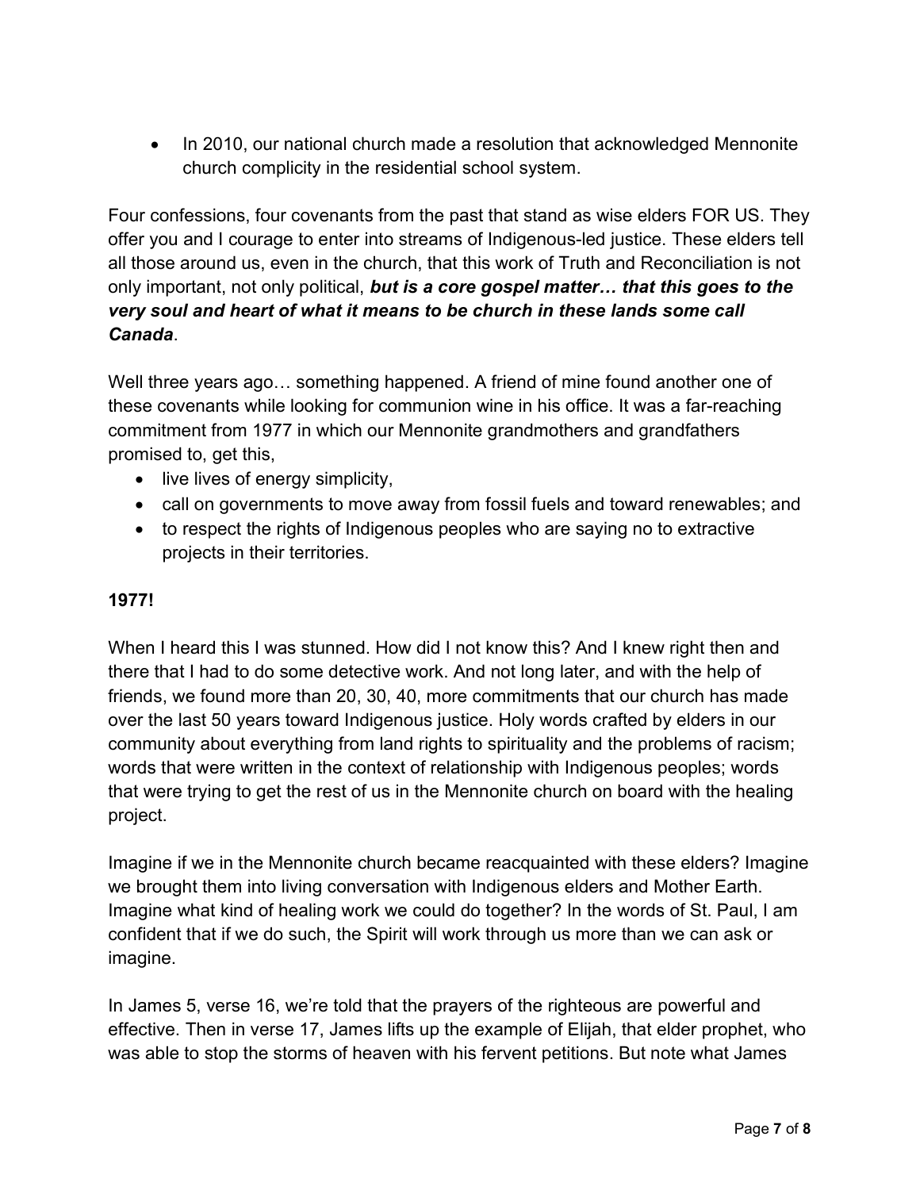- In 2010, our national church made a resolution that acknowledged Mennonite church complicity in the residential school system.

Four confessions, four covenants from the past that stand as wise elders FOR US. They offer you and I courage to enter into streams of Indigenous-led justice. These elders tell all those around us, even in the church, that this work of Truth and Reconciliation is not only important, not only political, ***but is a core gospel matter… that this goes to the very soul and heart of what it means to be church in these lands some call Canada***.

Well three years ago… something happened. A friend of mine found another one of these covenants while looking for communion wine in his office. It was a far-reaching commitment from 1977 in which our Mennonite grandmothers and grandfathers promised to, get this,

- live lives of energy simplicity,
- call on governments to move away from fossil fuels and toward renewables; and
- to respect the rights of Indigenous peoples who are saying no to extractive projects in their territories.

**1977!**

When I heard this I was stunned. How did I not know this? And I knew right then and there that I had to do some detective work. And not long later, and with the help of friends, we found more than 20, 30, 40, more commitments that our church has made over the last 50 years toward Indigenous justice. Holy words crafted by elders in our community about everything from land rights to spirituality and the problems of racism; words that were written in the context of relationship with Indigenous peoples; words that were trying to get the rest of us in the Mennonite church on board with the healing project.

Imagine if we in the Mennonite church became reacquainted with these elders? Imagine we brought them into living conversation with Indigenous elders and Mother Earth. Imagine what kind of healing work we could do together? In the words of St. Paul, I am confident that if we do such, the Spirit will work through us more than we can ask or imagine.

In James 5, verse 16, we're told that the prayers of the righteous are powerful and effective. Then in verse 17, James lifts up the example of Elijah, that elder prophet, who was able to stop the storms of heaven with his fervent petitions. But note what James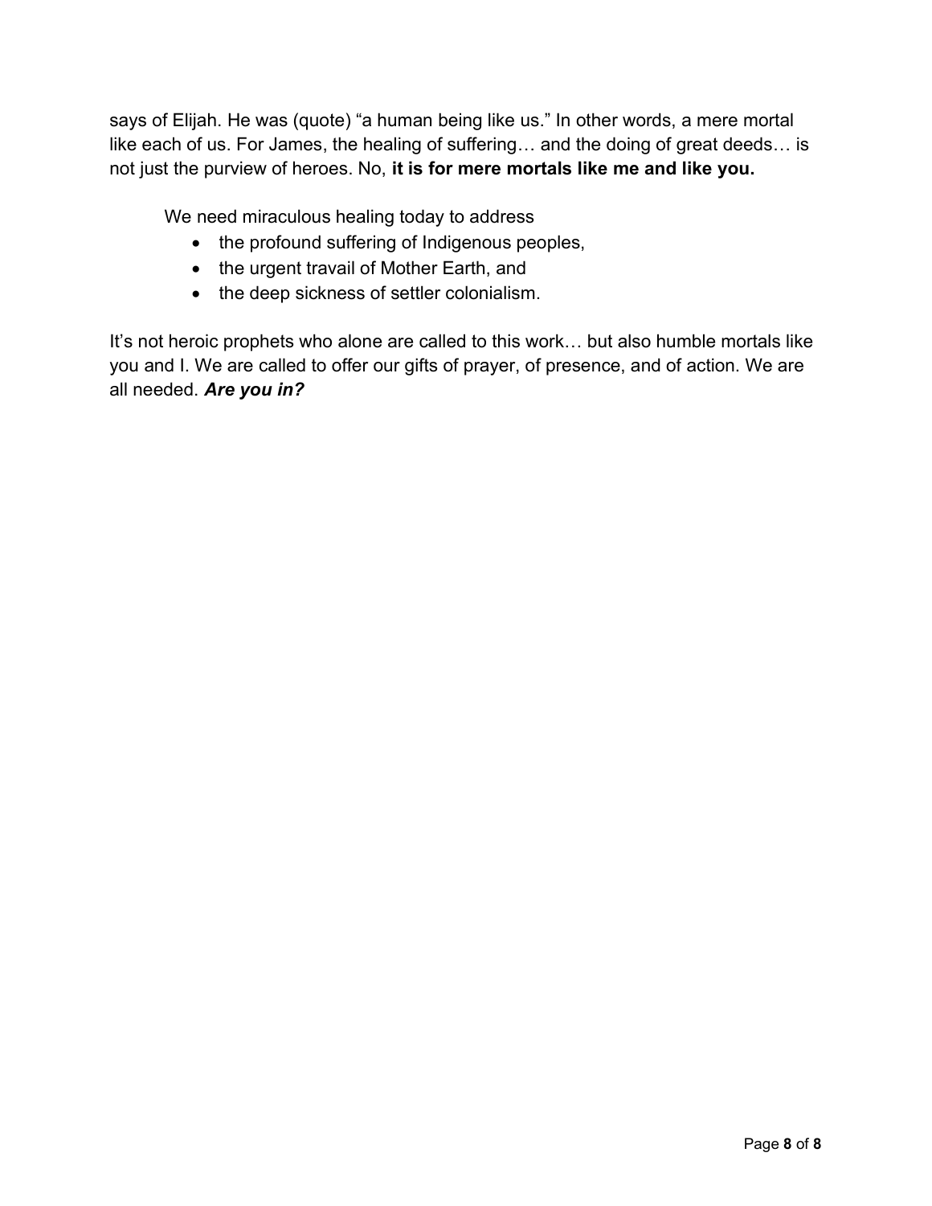says of Elijah. He was (quote) "a human being like us." In other words, a mere mortal like each of us. For James, the healing of suffering… and the doing of great deeds… is not just the purview of heroes. No, **it is for mere mortals like me and like you.**

We need miraculous healing today to address

- the profound suffering of Indigenous peoples,
- the urgent travail of Mother Earth, and
- the deep sickness of settler colonialism.

It's not heroic prophets who alone are called to this work… but also humble mortals like you and I. We are called to offer our gifts of prayer, of presence, and of action. We are all needed. ***Are you in?***